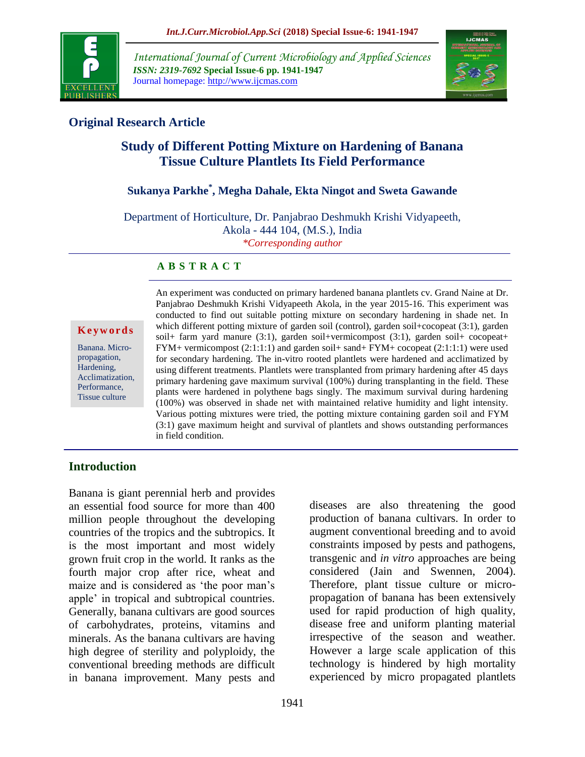**Original Research Article**

# Study of Different Potting Mixture on Hardening of Banana Tissue Culture Plantlets Its Field Performance

**Sukanya Parkhe***, **Megha Dahale, Ekta Ningot and Sweta Gawande**

Department of Horticulture, Dr. Panjabrao Deshmukh Krishi Vidyapeeth, Akola - 444 104, (M.S.), India

*\*Corresponding author*

## A B S T R A C T

**Keywords**

Banana. Micro-propagation, Hardening, Acclimatization, Performance, Tissue culture

An experiment was conducted on primary hardened banana plantlets cv. Grand Naine at Dr. Panjabrao Deshmukh Krishi Vidyapeeth Akola, in the year 2015-16. This experiment was conducted to find out suitable potting mixture on secondary hardening in shade net. In which different potting mixture of garden soil (control), garden soil+cocopeat (3:1), garden soil+ farm yard manure (3:1), garden soil+vermicompost (3:1), garden soil+ cocopeat+ FYM+ vermicompost (2:1:1:1) and garden soil+ sand+ FYM+ cocopeat (2:1:1:1) were used for secondary hardening. The in-vitro rooted plantlets were hardened and acclimatized by using different treatments. Plantlets were transplanted from primary hardening after 45 days primary hardening gave maximum survival (100%) during transplanting in the field. These plants were hardened in polythene bags singly. The maximum survival during hardening (100%) was observed in shade net with maintained relative humidity and light intensity. Various potting mixtures were tried, the potting mixture containing garden soil and FYM (3:1) gave maximum height and survival of plantlets and shows outstanding performances in field condition.

## Introduction

Banana is giant perennial herb and provides an essential food source for more than 400 million people throughout the developing countries of the tropics and the subtropics. It is the most important and most widely grown fruit crop in the world. It ranks as the fourth major crop after rice, wheat and maize and is considered as 'the poor man's apple' in tropical and subtropical countries. Generally, banana cultivars are good sources of carbohydrates, proteins, vitamins and minerals. As the banana cultivars are having high degree of sterility and polyploidy, the conventional breeding methods are difficult in banana improvement. Many pests and diseases are also threatening the good production of banana cultivars. In order to augment conventional breeding and to avoid constraints imposed by pests and pathogens, transgenic and *in vitro* approaches are being considered (Jain and Swennen, 2004). Therefore, plant tissue culture or micro-propagation of banana has been extensively used for rapid production of high quality, disease free and uniform planting material irrespective of the season and weather. However a large scale application of this technology is hindered by high mortality experienced by micro propagated plantlets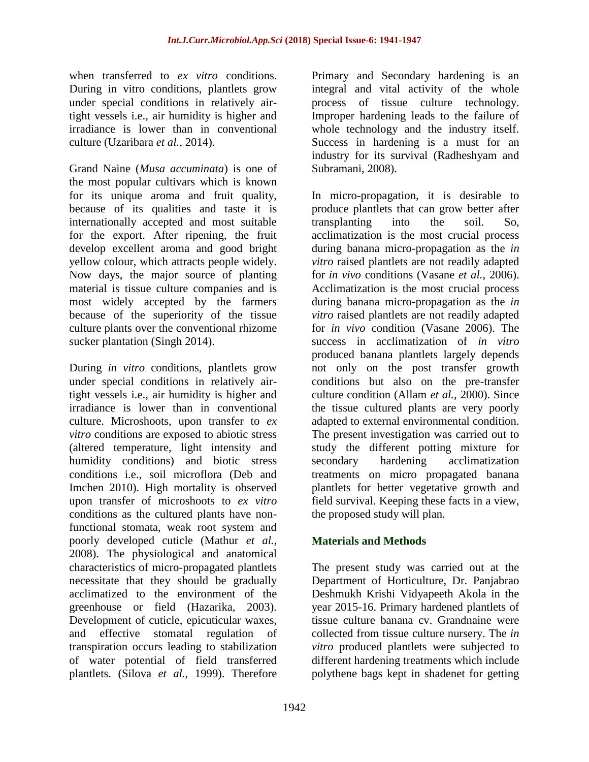when transferred to *ex vitro* conditions. During in vitro conditions, plantlets grow under special conditions in relatively air-tight vessels i.e., air humidity is higher and irradiance is lower than in conventional culture (Uzaribara *et al.,* 2014).

Grand Naine (*Musa accuminata*) is one of the most popular cultivars which is known for its unique aroma and fruit quality, because of its qualities and taste it is internationally accepted and most suitable for the export. After ripening, the fruit develop excellent aroma and good bright yellow colour, which attracts people widely. Now days, the major source of planting material is tissue culture companies and is most widely accepted by the farmers because of the superiority of the tissue culture plants over the conventional rhizome sucker plantation (Singh 2014).

During *in vitro* conditions, plantlets grow under special conditions in relatively air-tight vessels i.e., air humidity is higher and irradiance is lower than in conventional culture. Microshoots, upon transfer to *ex vitro* conditions are exposed to abiotic stress (altered temperature, light intensity and humidity conditions) and biotic stress conditions i.e., soil microflora (Deb and Imchen 2010). High mortality is observed upon transfer of microshoots to *ex vitro* conditions as the cultured plants have non-functional stomata, weak root system and poorly developed cuticle (Mathur *et al.,* 2008). The physiological and anatomical characteristics of micro-propagated plantlets necessitate that they should be gradually acclimatized to the environment of the greenhouse or field (Hazarika, 2003). Development of cuticle, epicuticular waxes, and effective stomatal regulation of transpiration occurs leading to stabilization of water potential of field transferred plantlets. (Silova *et al.,* 1999). Therefore Primary and Secondary hardening is an integral and vital activity of the whole process of tissue culture technology. Improper hardening leads to the failure of whole technology and the industry itself. Success in hardening is a must for an industry for its survival (Radheshyam and Subramani, 2008).

In micro-propagation, it is desirable to produce plantlets that can grow better after transplanting into the soil. So, acclimatization is the most crucial process during banana micro-propagation as the *in vitro* raised plantlets are not readily adapted for *in vivo* conditions (Vasane *et al.,* 2006). Acclimatization is the most crucial process during banana micro-propagation as the *in vitro* raised plantlets are not readily adapted for *in vivo* condition (Vasane 2006). The success in acclimatization of *in vitro* produced banana plantlets largely depends not only on the post transfer growth conditions but also on the pre-transfer culture condition (Allam *et al.,* 2000). Since the tissue cultured plants are very poorly adapted to external environmental condition. The present investigation was carried out to study the different potting mixture for secondary hardening acclimatization treatments on micro propagated banana plantlets for better vegetative growth and field survival. Keeping these facts in a view, the proposed study will plan.

## Materials and Methods

The present study was carried out at the Department of Horticulture, Dr. Panjabrao Deshmukh Krishi Vidyapeeth Akola in the year 2015-16. Primary hardened plantlets of tissue culture banana cv. Grandnaine were collected from tissue culture nursery. The *in vitro* produced plantlets were subjected to different hardening treatments which include polythene bags kept in shadenet for getting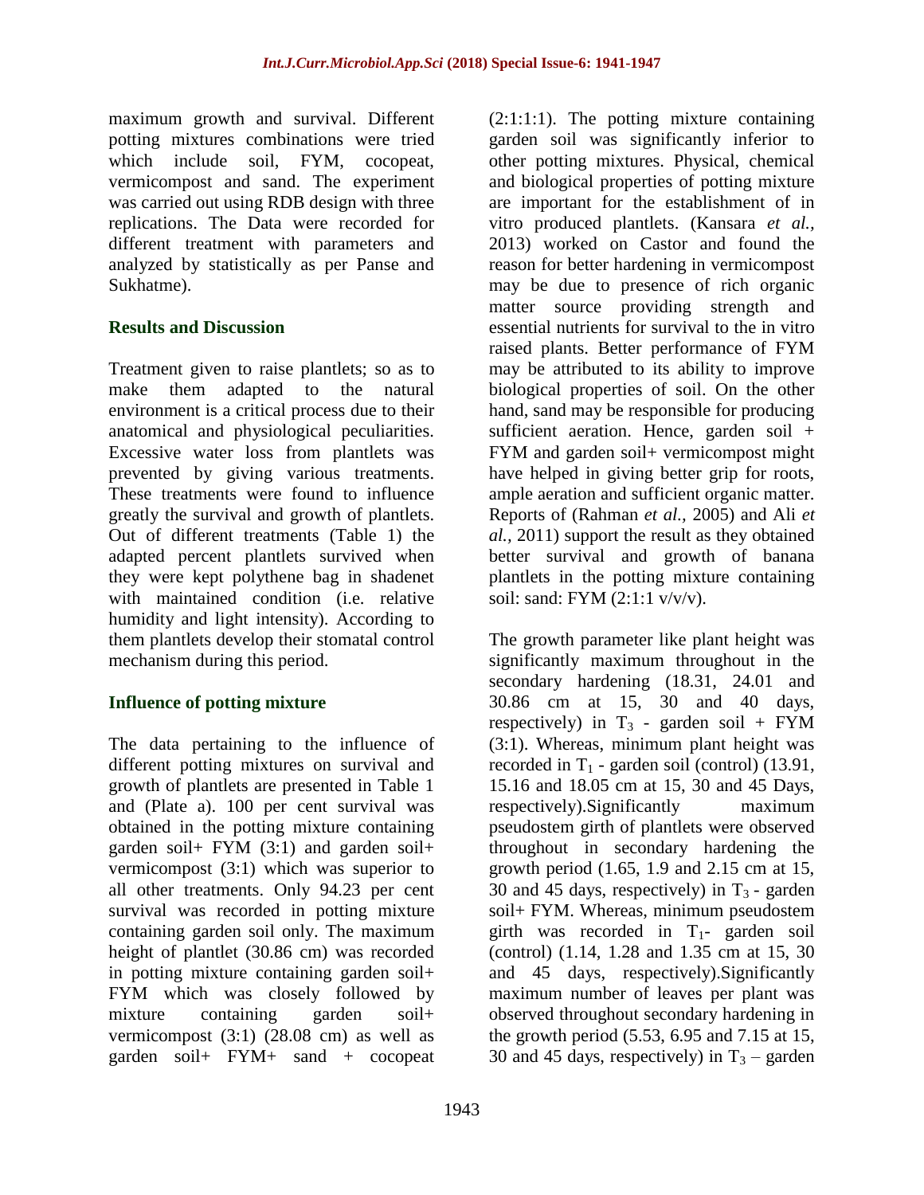maximum growth and survival. Different potting mixtures combinations were tried which include soil, FYM, cocopeat, vermicompost and sand. The experiment was carried out using RDB design with three replications. The Data were recorded for different treatment with parameters and analyzed by statistically as per Panse and Sukhatme).

## Results and Discussion

Treatment given to raise plantlets; so as to make them adapted to the natural environment is a critical process due to their anatomical and physiological peculiarities. Excessive water loss from plantlets was prevented by giving various treatments. These treatments were found to influence greatly the survival and growth of plantlets. Out of different treatments (Table 1) the adapted percent plantlets survived when they were kept polythene bag in shadenet with maintained condition (i.e. relative humidity and light intensity). According to them plantlets develop their stomatal control mechanism during this period.

### Influence of potting mixture

The data pertaining to the influence of different potting mixtures on survival and growth of plantlets are presented in Table 1 and (Plate a). 100 per cent survival was obtained in the potting mixture containing garden soil+ FYM (3:1) and garden soil+ vermicompost (3:1) which was superior to all other treatments. Only 94.23 per cent survival was recorded in potting mixture containing garden soil only. The maximum height of plantlet (30.86 cm) was recorded in potting mixture containing garden soil+ FYM which was closely followed by mixture containing garden soil+ vermicompost (3:1) (28.08 cm) as well as garden soil+ FYM+ sand + cocopeat (2:1:1:1). The potting mixture containing garden soil was significantly inferior to other potting mixtures. Physical, chemical and biological properties of potting mixture are important for the establishment of in vitro produced plantlets. (Kansara *et al.,* 2013) worked on Castor and found the reason for better hardening in vermicompost may be due to presence of rich organic matter source providing strength and essential nutrients for survival to the in vitro raised plants. Better performance of FYM may be attributed to its ability to improve biological properties of soil. On the other hand, sand may be responsible for producing sufficient aeration. Hence, garden soil + FYM and garden soil+ vermicompost might have helped in giving better grip for roots, ample aeration and sufficient organic matter. Reports of (Rahman *et al.,* 2005) and Ali *et al.,* 2011) support the result as they obtained better survival and growth of banana plantlets in the potting mixture containing soil: sand: FYM (2:1:1 v/v/v).

The growth parameter like plant height was significantly maximum throughout in the secondary hardening (18.31, 24.01 and 30.86 cm at 15, 30 and 40 days, respectively) in $T_3$ - garden soil + FYM (3:1). Whereas, minimum plant height was recorded in $T_1$ - garden soil (control) (13.91, 15.16 and 18.05 cm at 15, 30 and 45 Days, respectively).Significantly maximum pseudostem girth of plantlets were observed throughout in secondary hardening the growth period (1.65, 1.9 and 2.15 cm at 15, 30 and 45 days, respectively) in $T_3$ - garden soil+ FYM. Whereas, minimum pseudostem girth was recorded in $T_1$- garden soil (control) (1.14, 1.28 and 1.35 cm at 15, 30 and 45 days, respectively).Significantly maximum number of leaves per plant was observed throughout secondary hardening in the growth period (5.53, 6.95 and 7.15 at 15, 30 and 45 days, respectively) in $T_3$ – garden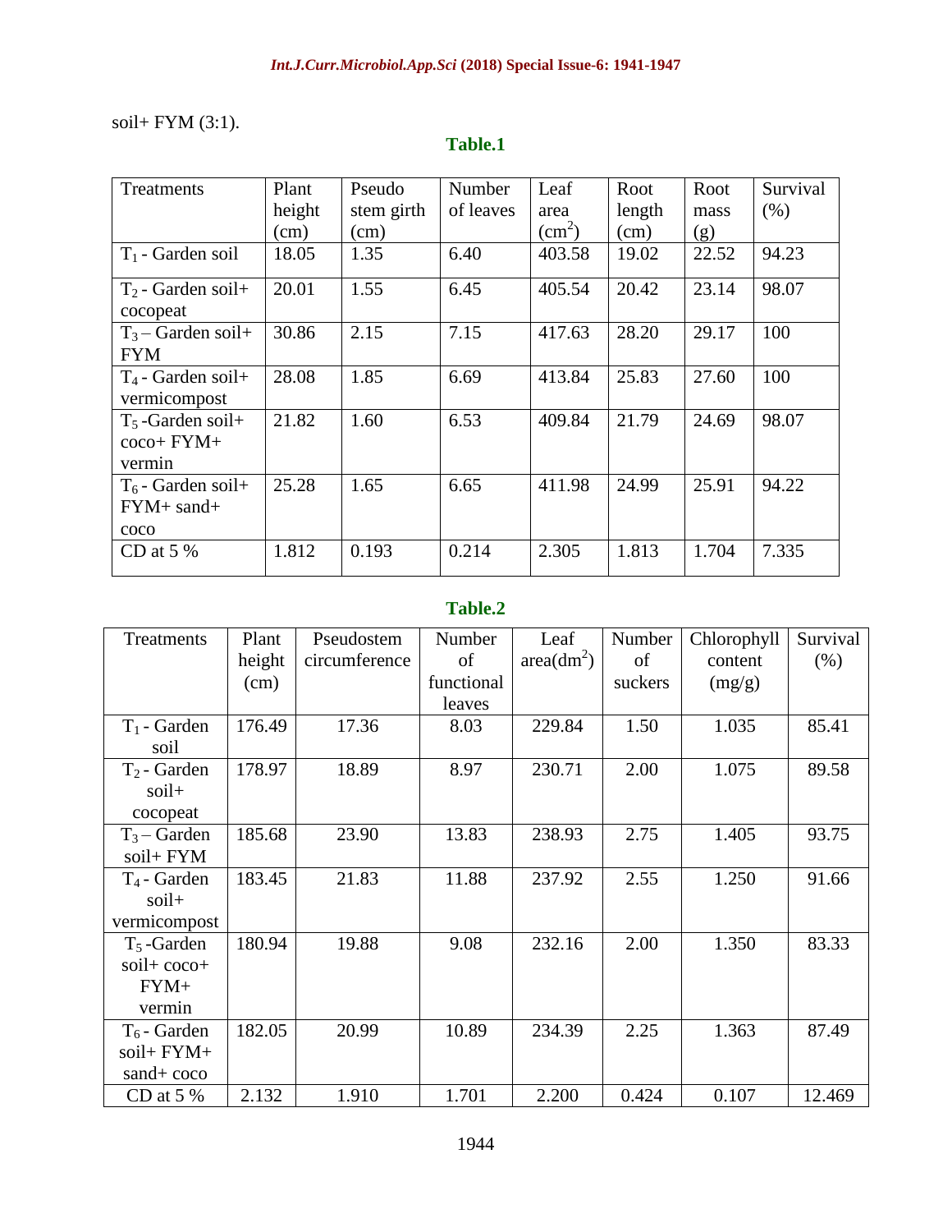soil+ FYM (3:1).

**Table.1**

| Treatments | Plant height (cm) | Pseudo stem girth (cm) | Number of leaves | Leaf area ($cm^2$) | Root length (cm) | Root mass (g) | Survival (%) |
|---|---|---|---|---|---|---|---|
| $T_1$ - Garden soil | 18.05 | 1.35 | 6.40 | 403.58 | 19.02 | 22.52 | 94.23 |
| $T_2$ - Garden soil+ cocopeat | 20.01 | 1.55 | 6.45 | 405.54 | 20.42 | 23.14 | 98.07 |
| $T_3$ – Garden soil+ FYM | 30.86 | 2.15 | 7.15 | 417.63 | 28.20 | 29.17 | 100 |
| $T_4$ - Garden soil+ vermicompost | 28.08 | 1.85 | 6.69 | 413.84 | 25.83 | 27.60 | 100 |
| $T_5$ -Garden soil+ coco+ FYM+ vermin | 21.82 | 1.60 | 6.53 | 409.84 | 21.79 | 24.69 | 98.07 |
| $T_6$ - Garden soil+ FYM+ sand+ coco | 25.28 | 1.65 | 6.65 | 411.98 | 24.99 | 25.91 | 94.22 |
| CD at 5 % | 1.812 | 0.193 | 0.214 | 2.305 | 1.813 | 1.704 | 7.335 |

**Table.2**

| Treatments | Plant height (cm) | Pseudostem circumference | Number of functional leaves | Leaf area($dm^2$) | Number of suckers | Chlorophyll content (mg/g) | Survival (%) |
|---|---|---|---|---|---|---|---|
| $T_1$ - Garden soil | 176.49 | 17.36 | 8.03 | 229.84 | 1.50 | 1.035 | 85.41 |
| $T_2$ - Garden soil+ cocopeat | 178.97 | 18.89 | 8.97 | 230.71 | 2.00 | 1.075 | 89.58 |
| $T_3$ – Garden soil+ FYM | 185.68 | 23.90 | 13.83 | 238.93 | 2.75 | 1.405 | 93.75 |
| $T_4$ - Garden soil+ vermicompost | 183.45 | 21.83 | 11.88 | 237.92 | 2.55 | 1.250 | 91.66 |
| $T_5$ -Garden soil+ coco+ FYM+ vermin | 180.94 | 19.88 | 9.08 | 232.16 | 2.00 | 1.350 | 83.33 |
| $T_6$ - Garden soil+ FYM+ sand+ coco | 182.05 | 20.99 | 10.89 | 234.39 | 2.25 | 1.363 | 87.49 |
| CD at 5 % | 2.132 | 1.910 | 1.701 | 2.200 | 0.424 | 0.107 | 12.469 |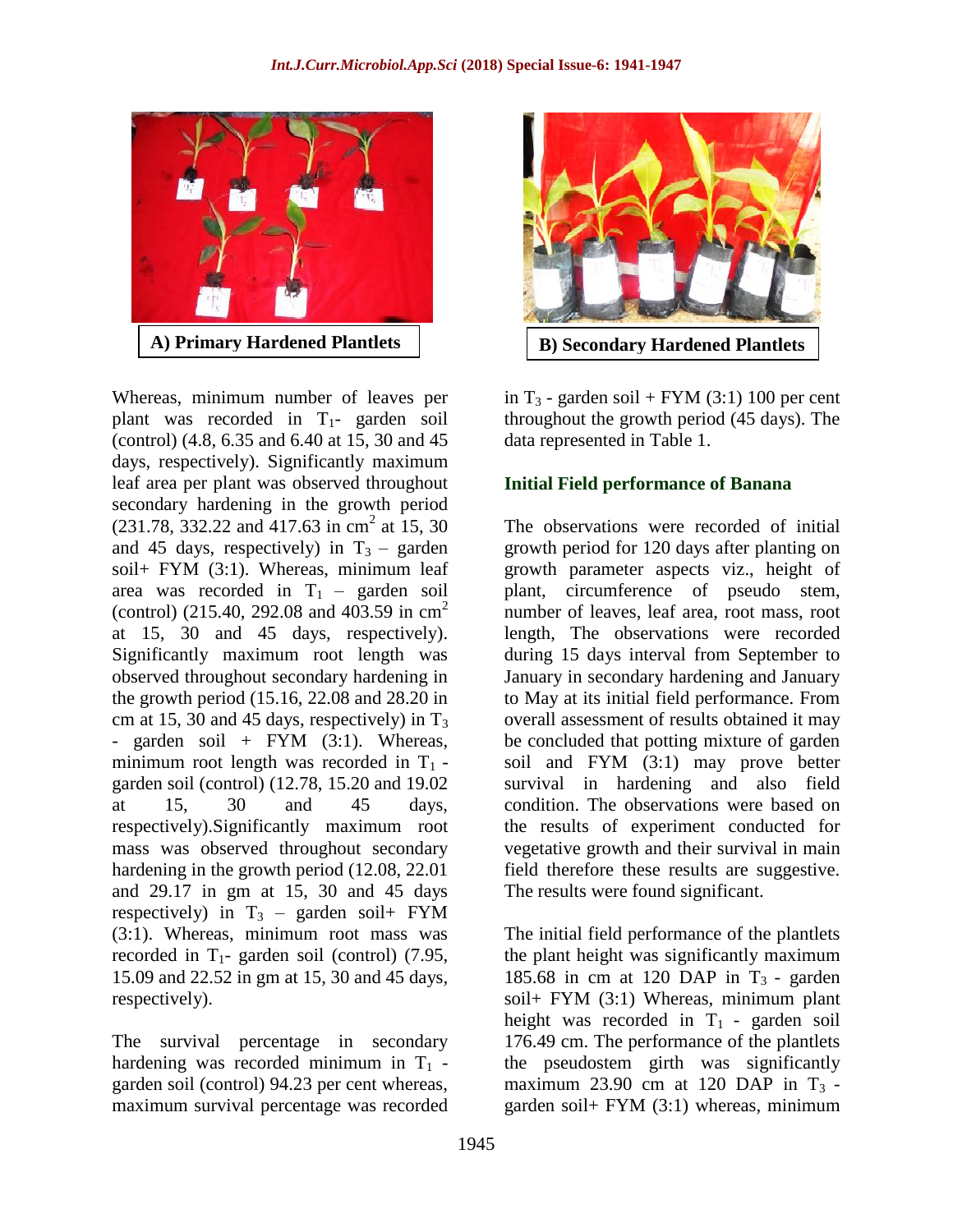A) Primary Hardened Plantlets

B) Secondary Hardened Plantlets

Whereas, minimum number of leaves per plant was recorded in $T_1$- garden soil (control) (4.8, 6.35 and 6.40 at 15, 30 and 45 days, respectively). Significantly maximum leaf area per plant was observed throughout secondary hardening in the growth period (231.78, 332.22 and 417.63 in $cm^2$ at 15, 30 and 45 days, respectively) in $T_3$ – garden soil+ FYM (3:1). Whereas, minimum leaf area was recorded in $T_1$ – garden soil (control) (215.40, 292.08 and 403.59 in $cm^2$ at 15, 30 and 45 days, respectively). Significantly maximum root length was observed throughout secondary hardening in the growth period (15.16, 22.08 and 28.20 in cm at 15, 30 and 45 days, respectively) in $T_3$ - garden soil + FYM (3:1). Whereas, minimum root length was recorded in $T_1$ - garden soil (control) (12.78, 15.20 and 19.02 at 15, 30 and 45 days, respectively).Significantly maximum root mass was observed throughout secondary hardening in the growth period (12.08, 22.01 and 29.17 in gm at 15, 30 and 45 days respectively) in $T_3$ – garden soil+ FYM (3:1). Whereas, minimum root mass was recorded in $T_1$- garden soil (control) (7.95, 15.09 and 22.52 in gm at 15, 30 and 45 days, respectively).

The survival percentage in secondary hardening was recorded minimum in $T_1$ - garden soil (control) 94.23 per cent whereas, maximum survival percentage was recorded in $T_3$ - garden soil + FYM (3:1) 100 per cent throughout the growth period (45 days). The data represented in Table 1.

## Initial Field performance of Banana

The observations were recorded of initial growth period for 120 days after planting on growth parameter aspects viz., height of plant, circumference of pseudo stem, number of leaves, leaf area, root mass, root length, The observations were recorded during 15 days interval from September to January in secondary hardening and January to May at its initial field performance. From overall assessment of results obtained it may be concluded that potting mixture of garden soil and FYM (3:1) may prove better survival in hardening and also field condition. The observations were based on the results of experiment conducted for vegetative growth and their survival in main field therefore these results are suggestive. The results were found significant.

The initial field performance of the plantlets the plant height was significantly maximum 185.68 in cm at 120 DAP in $T_3$ - garden soil+ FYM (3:1) Whereas, minimum plant height was recorded in $T_1$ - garden soil 176.49 cm. The performance of the plantlets the pseudostem girth was significantly maximum 23.90 cm at 120 DAP in $T_3$ - garden soil+ FYM (3:1) whereas, minimum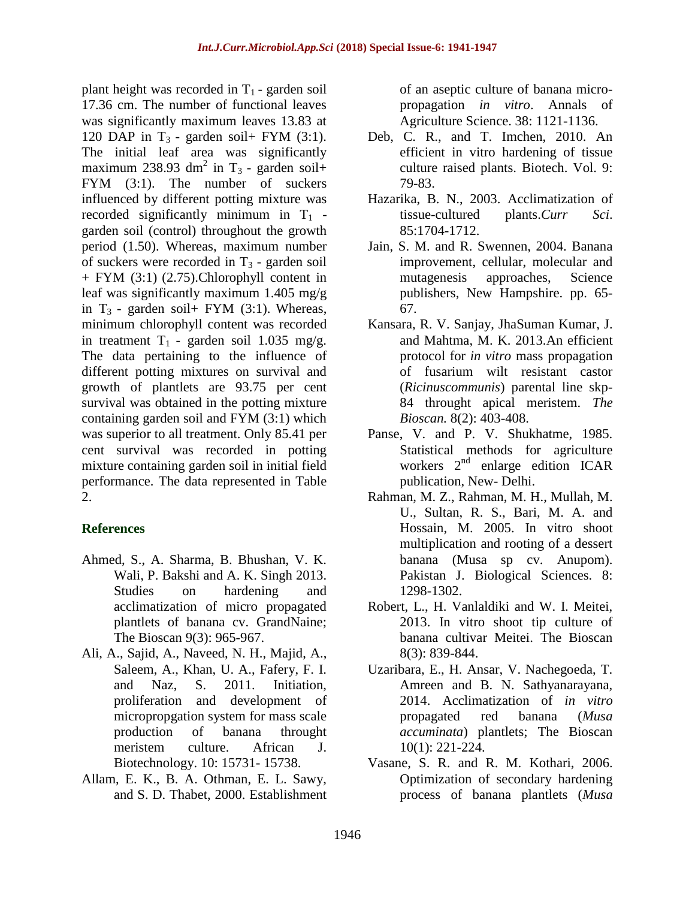plant height was recorded in $T_1$ - garden soil 17.36 cm. The number of functional leaves was significantly maximum leaves 13.83 at 120 DAP in $T_3$ - garden soil+ FYM (3:1). The initial leaf area was significantly maximum 238.93 $dm^2$ in $T_3$ - garden soil+ FYM (3:1). The number of suckers influenced by different potting mixture was recorded significantly minimum in $T_1$ - garden soil (control) throughout the growth period (1.50). Whereas, maximum number of suckers were recorded in $T_3$ - garden soil + FYM (3:1) (2.75).Chlorophyll content in leaf was significantly maximum 1.405 mg/g in $T_3$ - garden soil+ FYM (3:1). Whereas, minimum chlorophyll content was recorded in treatment $T_1$ - garden soil 1.035 mg/g. The data pertaining to the influence of different potting mixtures on survival and growth of plantlets are 93.75 per cent survival was obtained in the potting mixture containing garden soil and FYM (3:1) which was superior to all treatment. Only 85.41 per cent survival was recorded in potting mixture containing garden soil in initial field performance. The data represented in Table 2.

## References

Ahmed, S., A. Sharma, B. Bhushan, V. K. Wali, P. Bakshi and A. K. Singh 2013. Studies on hardening and acclimatization of micro propagated plantlets of banana cv. GrandNaine; The Bioscan 9(3): 965-967.

Ali, A., Sajid, A., Naveed, N. H., Majid, A., Saleem, A., Khan, U. A., Fafery, F. I. and Naz, S. 2011. Initiation, proliferation and development of micropropgation system for mass scale production of banana throught meristem culture. African J. Biotechnology. 10: 15731- 15738.

Allam, E. K., B. A. Othman, E. L. Sawy, and S. D. Thabet, 2000. Establishment of an aseptic culture of banana micro-propagation *in vitro*. Annals of Agriculture Science. 38: 1121-1136.

Deb, C. R., and T. Imchen, 2010. An efficient in vitro hardening of tissue culture raised plants. Biotech. Vol. 9: 79-83.

Hazarika, B. N., 2003. Acclimatization of tissue-cultured plants.*Curr Sci*. 85:1704-1712.

Jain, S. M. and R. Swennen, 2004. Banana improvement, cellular, molecular and mutagenesis approaches, Science publishers, New Hampshire. pp. 65-67.

Kansara, R. V. Sanjay, JhaSuman Kumar, J. and Mahtma, M. K. 2013.An efficient protocol for *in vitro* mass propagation of fusarium wilt resistant castor (*Ricinuscommunis*) parental line skp-84 throught apical meristem. *The Bioscan.* 8(2): 403-408.

Panse, V. and P. V. Shukhatme, 1985. Statistical methods for agriculture workers 2nd enlarge edition ICAR publication, New- Delhi.

Rahman, M. Z., Rahman, M. H., Mullah, M. U., Sultan, R. S., Bari, M. A. and Hossain, M. 2005. In vitro shoot multiplication and rooting of a dessert banana (Musa sp cv. Anupom). Pakistan J. Biological Sciences. 8: 1298-1302.

Robert, L., H. Vanlaldiki and W. I. Meitei, 2013. In vitro shoot tip culture of banana cultivar Meitei. The Bioscan 8(3): 839-844.

Uzaribara, E., H. Ansar, V. Nachegoeda, T. Amreen and B. N. Sathyanarayana, 2014. Acclimatization of *in vitro* propagated red banana (*Musa accuminata*) plantlets; The Bioscan 10(1): 221-224.

Vasane, S. R. and R. M. Kothari, 2006. Optimization of secondary hardening process of banana plantlets (*Musa*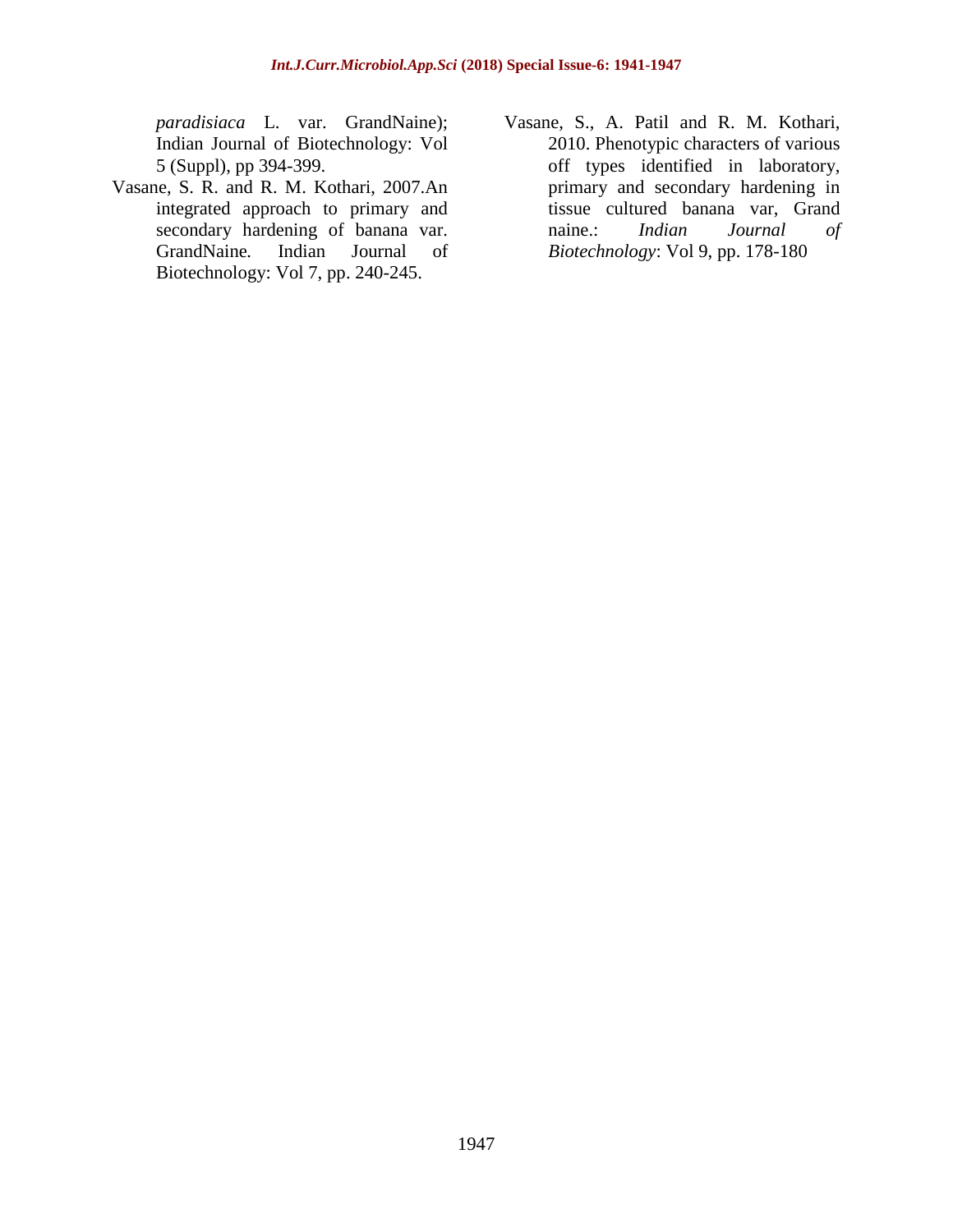*paradisiaca* L. var. GrandNaine); Indian Journal of Biotechnology: Vol 5 (Suppl), pp 394-399.

Vasane, S. R. and R. M. Kothari, 2007.An integrated approach to primary and secondary hardening of banana var. GrandNaine. Indian Journal of Biotechnology: Vol 7, pp. 240-245.

Vasane, S., A. Patil and R. M. Kothari, 2010. Phenotypic characters of various off types identified in laboratory, primary and secondary hardening in tissue cultured banana var, Grand naine.: *Indian Journal of Biotechnology*: Vol 9, pp. 178-180